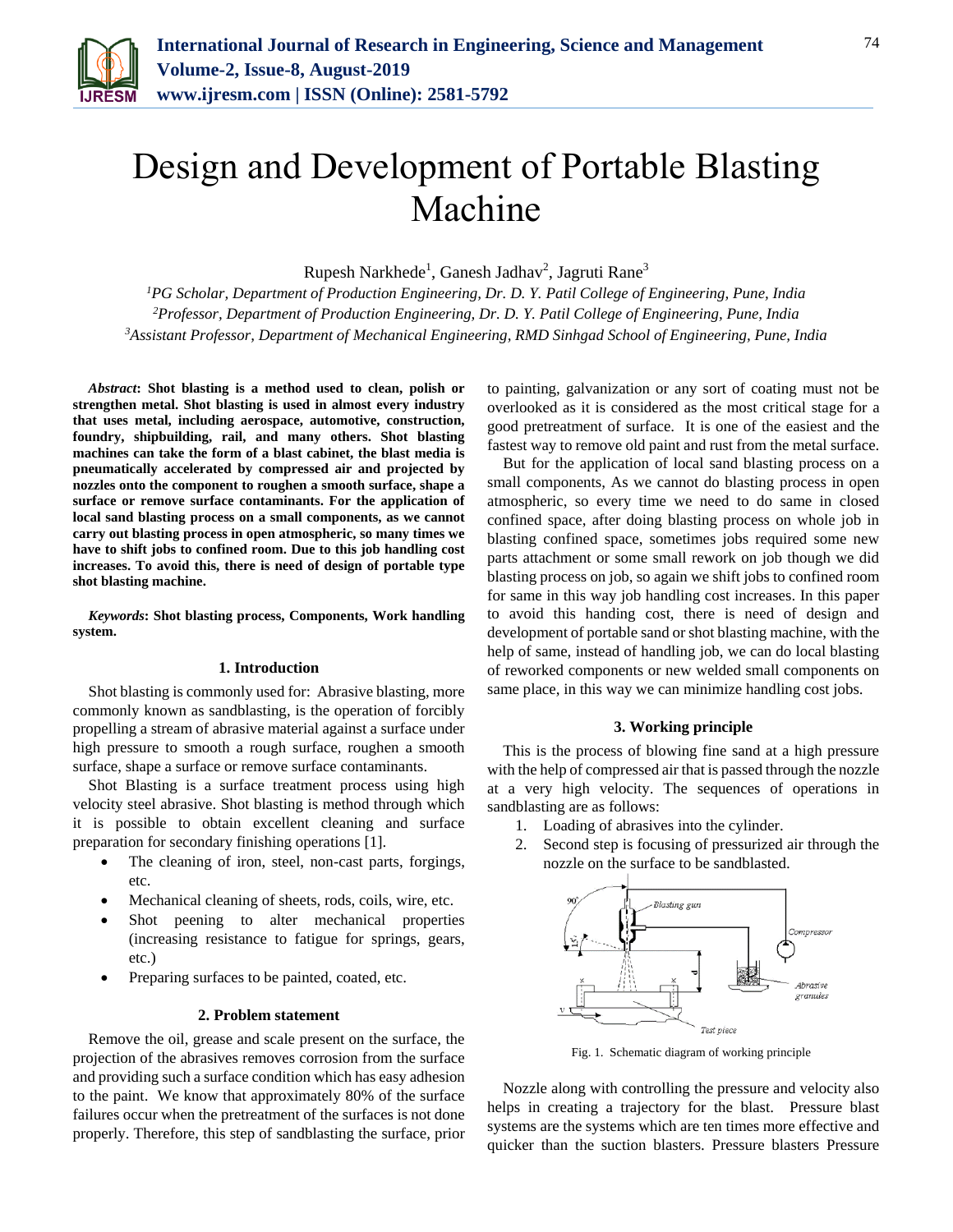# Design and Development of Portable Blasting Machine

Rupesh Narkhede[1], Ganesh Jadhav[2], Jagruti Rane[3]

[1]PG Scholar, Department of Production Engineering, Dr. D. Y. Patil College of Engineering, Pune, India
[2]Professor, Department of Production Engineering, Dr. D. Y. Patil College of Engineering, Pune, India
[3]Assistant Professor, Department of Mechanical Engineering, RMD Sinhgad School of Engineering, Pune, India

***Abstract*: Shot blasting is a method used to clean, polish or strengthen metal. Shot blasting is used in almost every industry that uses metal, including aerospace, automotive, construction, foundry, shipbuilding, rail, and many others. Shot blasting machines can take the form of a blast cabinet, the blast media is pneumatically accelerated by compressed air and projected by nozzles onto the component to roughen a smooth surface, shape a surface or remove surface contaminants. For the application of local sand blasting process on a small components, as we cannot carry out blasting process in open atmospheric, so many times we have to shift jobs to confined room. Due to this job handling cost increases. To avoid this, there is need of design of portable type shot blasting machine.**

***Keywords*: Shot blasting process, Components, Work handling system.**

## 1. Introduction

Shot blasting is commonly used for: Abrasive blasting, more commonly known as sandblasting, is the operation of forcibly propelling a stream of abrasive material against a surface under high pressure to smooth a rough surface, roughen a smooth surface, shape a surface or remove surface contaminants.

Shot Blasting is a surface treatment process using high velocity steel abrasive. Shot blasting is method through which it is possible to obtain excellent cleaning and surface preparation for secondary finishing operations [1].

- The cleaning of iron, steel, non-cast parts, forgings, etc.
- Mechanical cleaning of sheets, rods, coils, wire, etc.
- Shot peening to alter mechanical properties (increasing resistance to fatigue for springs, gears, etc.)
- Preparing surfaces to be painted, coated, etc.

## 2. Problem statement

Remove the oil, grease and scale present on the surface, the projection of the abrasives removes corrosion from the surface and providing such a surface condition which has easy adhesion to the paint. We know that approximately 80% of the surface failures occur when the pretreatment of the surfaces is not done properly. Therefore, this step of sandblasting the surface, prior to painting, galvanization or any sort of coating must not be overlooked as it is considered as the most critical stage for a good pretreatment of surface. It is one of the easiest and the fastest way to remove old paint and rust from the metal surface.

But for the application of local sand blasting process on a small components, As we cannot do blasting process in open atmospheric, so every time we need to do same in closed confined space, after doing blasting process on whole job in blasting confined space, sometimes jobs required some new parts attachment or some small rework on job though we did blasting process on job, so again we shift jobs to confined room for same in this way job handling cost increases. In this paper to avoid this handing cost, there is need of design and development of portable sand or shot blasting machine, with the help of same, instead of handling job, we can do local blasting of reworked components or new welded small components on same place, in this way we can minimize handling cost jobs.

## 3. Working principle

This is the process of blowing fine sand at a high pressure with the help of compressed air that is passed through the nozzle at a very high velocity. The sequences of operations in sandblasting are as follows:

1. Loading of abrasives into the cylinder.
2. Second step is focusing of pressurized air through the nozzle on the surface to be sandblasted.

Fig. 1. Schematic diagram of working principle

Nozzle along with controlling the pressure and velocity also helps in creating a trajectory for the blast. Pressure blast systems are the systems which are ten times more effective and quicker than the suction blasters. Pressure blasters Pressure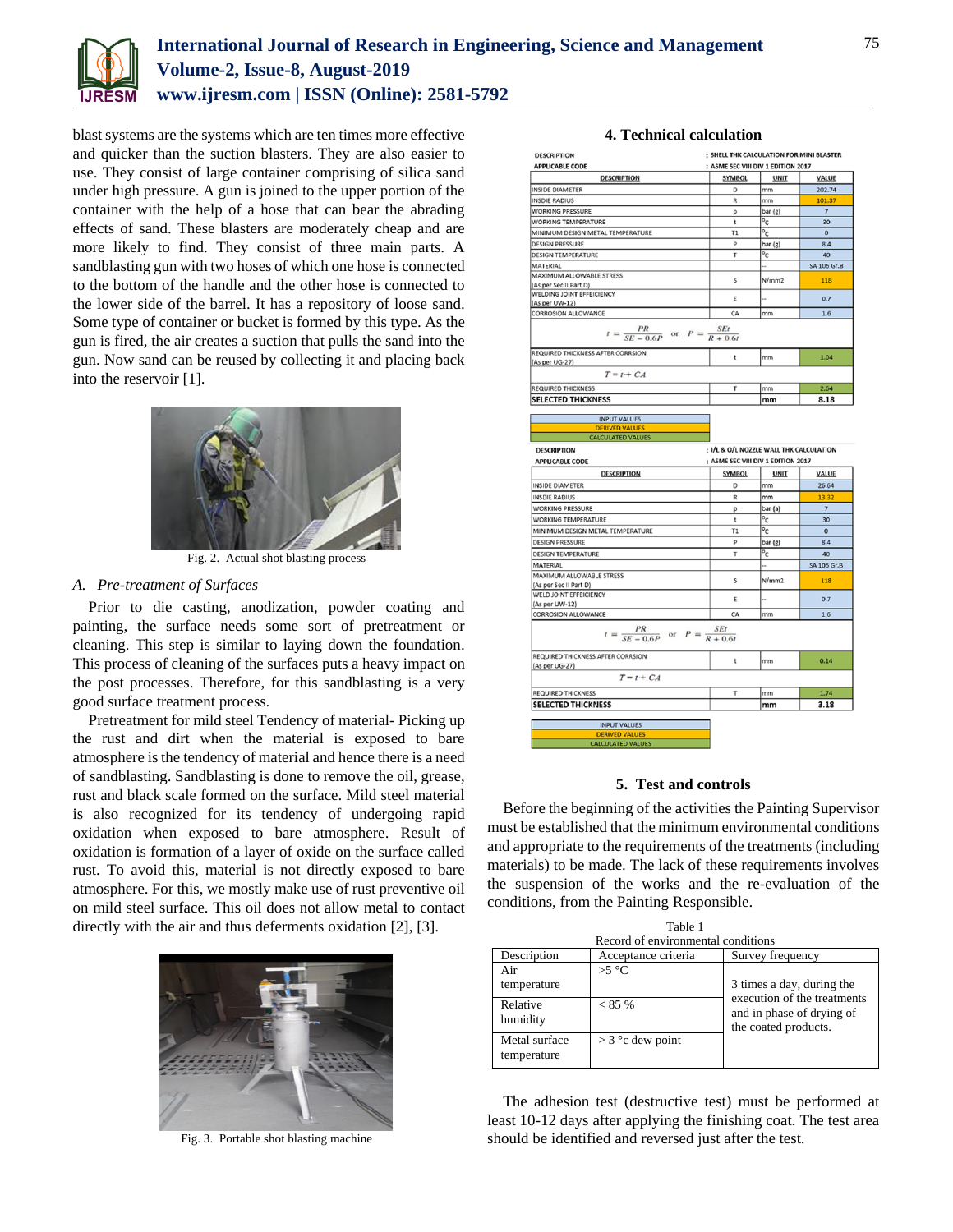blast systems are the systems which are ten times more effective and quicker than the suction blasters. They are also easier to use. They consist of large container comprising of silica sand under high pressure. A gun is joined to the upper portion of the container with the help of a hose that can bear the abrading effects of sand. These blasters are moderately cheap and are more likely to find. They consist of three main parts. A sandblasting gun with two hoses of which one hose is connected to the bottom of the handle and the other hose is connected to the lower side of the barrel. It has a repository of loose sand. Some type of container or bucket is formed by this type. As the gun is fired, the air creates a suction that pulls the sand into the gun. Now sand can be reused by collecting it and placing back into the reservoir [1].

Fig. 2. Actual shot blasting process

### A. Pre-treatment of Surfaces

Prior to die casting, anodization, powder coating and painting, the surface needs some sort of pretreatment or cleaning. This step is similar to laying down the foundation. This process of cleaning of the surfaces puts a heavy impact on the post processes. Therefore, for this sandblasting is a very good surface treatment process.

Pretreatment for mild steel Tendency of material- Picking up the rust and dirt when the material is exposed to bare atmosphere is the tendency of material and hence there is a need of sandblasting. Sandblasting is done to remove the oil, grease, rust and black scale formed on the surface. Mild steel material is also recognized for its tendency of undergoing rapid oxidation when exposed to bare atmosphere. Result of oxidation is formation of a layer of oxide on the surface called rust. To avoid this, material is not directly exposed to bare atmosphere. For this, we mostly make use of rust preventive oil on mild steel surface. This oil does not allow metal to contact directly with the air and thus deferments oxidation [2], [3].

Fig. 3. Portable shot blasting machine

## 4. Technical calculation

DESCRIPTION : SHELL THK CALCULATION FOR MINI BLASTER
APPLICABLE CODE : ASME SEC VIII DIV 1 EDITION 2017

| DESCRIPTION | SYMBOL | UNIT | VALUE |
|---|---|---|---|
| INSIDE DIAMETER | D | mm | 202.74 |
| INSDIE RADIUS | R | mm | 101.37 |
| WORKING PRESSURE | p | bar (g) | 7 |
| WORKING TEMPERATURE | t | °c | 30 |
| MINIMUM DESIGN METAL TEMPERATURE | T1 | °c | 0 |
| DESIGN PRESSURE | P | bar (g) | 8.4 |
| DESIGN TEMPERATURE | T | °c | 40 |
| MATERIAL | | -- | SA 106 Gr.B |
| MAXIMUM ALLOWABLE STRESS (As per Sec II Part D) | S | N/mm2 | 118 |
| WELDING JOINT EFFEICIENCY (As per UW-12) | E | -- | 0.7 |
| CORROSION ALLOWANCE | CA | mm | 1.6 |
| $t = \frac{PR}{SE - 0.6P}$ or $P = \frac{SEt}{R + 0.6t}$ | | | |
| REQUIRED THICKNESS AFTER CORRSION (As per UG-27) | t | mm | 1.04 |
| $T = t + CA$ | | | |
| REQUIRED THICKNESS | T | mm | 2.64 |
| **SELECTED THICKNESS** | | **mm** | **8.18** |

INPUT VALUES / DERIVED VALUES / CALCULATED VALUES

DESCRIPTION : I/L & O/L NOZZLE WALL THK CALCULATION
APPLICABLE CODE : ASME SEC VIII DIV 1 EDITION 2017

| DESCRIPTION | SYMBOL | UNIT | VALUE |
|---|---|---|---|
| INSIDE DIAMETER | D | mm | 26.64 |
| INSIDE RADIUS | R | mm | 13.32 |
| WORKING PRESSURE | p | bar (a) | 7 |
| WORKING TEMPERATURE | t | °c | 30 |
| MINIMUM DESIGN METAL TEMPERATURE | T1 | °c | 0 |
| DESIGN PRESSURE | P | bar (g) | 8.4 |
| DESIGN TEMPERATURE | T | °c | 40 |
| MATERIAL | | -- | SA 106 Gr.B |
| MAXIMUM ALLOWABLE STRESS (As per Sec II Part D) | S | N/mm2 | 118 |
| WELD JOINT EFFEICIENCY (As per UW-12) | E | -- | 0.7 |
| CORROSION ALLOWANCE | CA | mm | 1.6 |
| $t = \frac{PR}{SE - 0.6P}$ or $P = \frac{SEt}{R + 0.6t}$ | | | |
| REQUIRED THICKNESS AFTER CORRSION (As per UG-27) | t | mm | 0.14 |
| $T = t + CA$ | | | |
| REQUIRED THICKNESS | T | mm | 1.74 |
| **SELECTED THICKNESS** | | **mm** | **3.18** |

INPUT VALUES / DERIVED VALUES / CALCULATED VALUES

## 5. Test and controls

Before the beginning of the activities the Painting Supervisor must be established that the minimum environmental conditions and appropriate to the requirements of the treatments (including materials) to be made. The lack of these requirements involves the suspension of the works and the re-evaluation of the conditions, from the Painting Responsible.

Table 1
Record of environmental conditions

| Description | Acceptance criteria | Survey frequency |
|---|---|---|
| Air temperature | >5 °C | 3 times a day, during the execution of the treatments and in phase of drying of the coated products. |
| Relative humidity | < 85 % | |
| Metal surface temperature | > 3 °c dew point | |

The adhesion test (destructive test) must be performed at least 10-12 days after applying the finishing coat. The test area should be identified and reversed just after the test.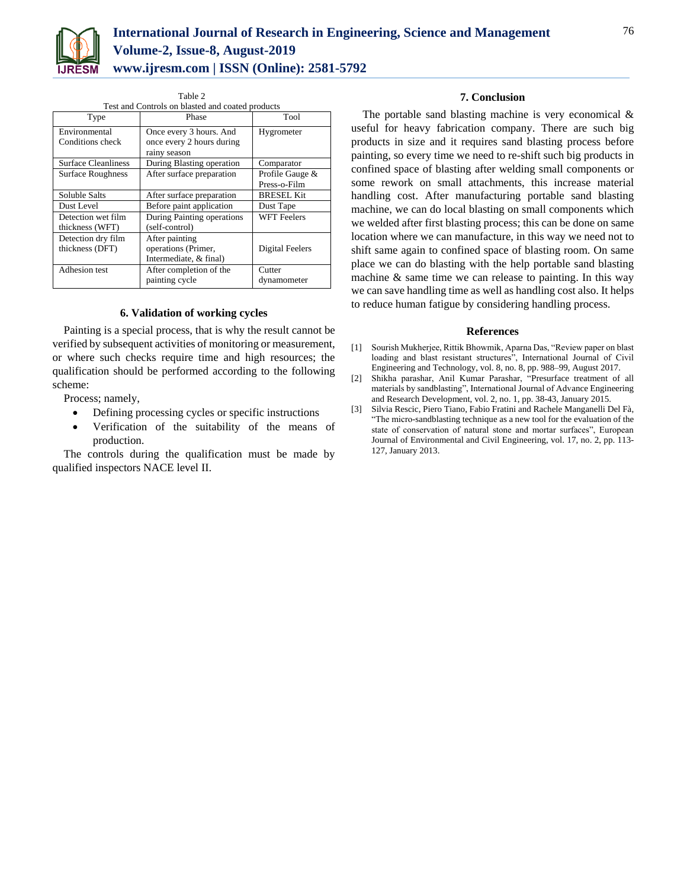Table 2
Test and Controls on blasted and coated products

| Type | Phase | Tool |
|---|---|---|
| Environmental Conditions check | Once every 3 hours. And once every 2 hours during rainy season | Hygrometer |
| Surface Cleanliness | During Blasting operation | Comparator |
| Surface Roughness | After surface preparation | Profile Gauge & Press-o-Film |
| Soluble Salts | After surface preparation | BRESEL Kit |
| Dust Level | Before paint application | Dust Tape |
| Detection wet film thickness (WFT) | During Painting operations (self-control) | WFT Feelers |
| Detection dry film thickness (DFT) | After painting operations (Primer, Intermediate, & final) | Digital Feelers |
| Adhesion test | After completion of the painting cycle | Cutter dynamometer |

## 6. Validation of working cycles

Painting is a special process, that is why the result cannot be verified by subsequent activities of monitoring or measurement, or where such checks require time and high resources; the qualification should be performed according to the following scheme:

Process; namely,

- Defining processing cycles or specific instructions
- Verification of the suitability of the means of production.

The controls during the qualification must be made by qualified inspectors NACE level II.

## 7. Conclusion

The portable sand blasting machine is very economical & useful for heavy fabrication company. There are such big products in size and it requires sand blasting process before painting, so every time we need to re-shift such big products in confined space of blasting after welding small components or some rework on small attachments, this increase material handling cost. After manufacturing portable sand blasting machine, we can do local blasting on small components which we welded after first blasting process; this can be done on same location where we can manufacture, in this way we need not to shift same again to confined space of blasting room. On same place we can do blasting with the help portable sand blasting machine & same time we can release to painting. In this way we can save handling time as well as handling cost also. It helps to reduce human fatigue by considering handling process.

## References

[1] Sourish Mukherjee, Rittik Bhowmik, Aparna Das, "Review paper on blast loading and blast resistant structures", International Journal of Civil Engineering and Technology, vol. 8, no. 8, pp. 988–99, August 2017.

[2] Shikha parashar, Anil Kumar Parashar, "Presurface treatment of all materials by sandblasting", International Journal of Advance Engineering and Research Development, vol. 2, no. 1, pp. 38-43, January 2015.

[3] Silvia Rescic, Piero Tiano, Fabio Fratini and Rachele Manganelli Del Fà, "The micro-sandblasting technique as a new tool for the evaluation of the state of conservation of natural stone and mortar surfaces", European Journal of Environmental and Civil Engineering, vol. 17, no. 2, pp. 113-127, January 2013.